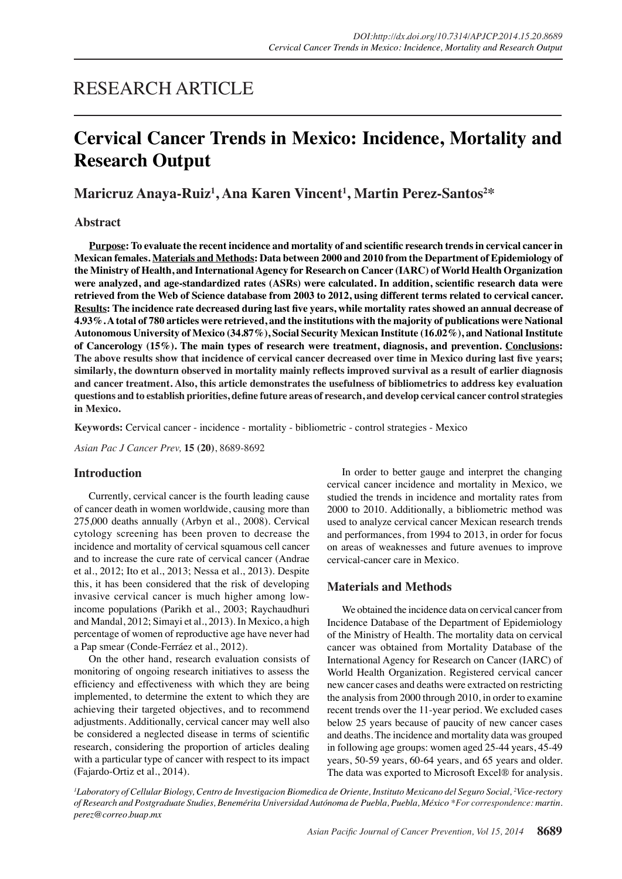RESEARCH ARTICLE

# Cervical Cancer Trends in Mexico: Incidence, Mortality and Research Output

**Maricruz Anaya-Ruiz[1], Ana Karen Vincent[1], Martin Perez-Santos[2]***

## Abstract

**Purpose: To evaluate the recent incidence and mortality of and scientific research trends in cervical cancer in Mexican females. Materials and Methods: Data between 2000 and 2010 from the Department of Epidemiology of the Ministry of Health, and International Agency for Research on Cancer (IARC) of World Health Organization were analyzed, and age-standardized rates (ASRs) were calculated. In addition, scientific research data were retrieved from the Web of Science database from 2003 to 2012, using different terms related to cervical cancer. Results: The incidence rate decreased during last five years, while mortality rates showed an annual decrease of 4.93%. A total of 780 articles were retrieved, and the institutions with the majority of publications were National Autonomous University of Mexico (34.87%), Social Security Mexican Institute (16.02%), and National Institute of Cancerology (15%). The main types of research were treatment, diagnosis, and prevention. Conclusions: The above results show that incidence of cervical cancer decreased over time in Mexico during last five years; similarly, the downturn observed in mortality mainly reflects improved survival as a result of earlier diagnosis and cancer treatment. Also, this article demonstrates the usefulness of bibliometrics to address key evaluation questions and to establish priorities, define future areas of research, and develop cervical cancer control strategies in Mexico.**

**Keywords:** Cervical cancer - incidence - mortality - bibliometric - control strategies - Mexico

*Asian Pac J Cancer Prev,* **15 (20)**, 8689-8692

## Introduction

Currently, cervical cancer is the fourth leading cause of cancer death in women worldwide, causing more than 275,000 deaths annually (Arbyn et al., 2008). Cervical cytology screening has been proven to decrease the incidence and mortality of cervical squamous cell cancer and to increase the cure rate of cervical cancer (Andrae et al., 2012; Ito et al., 2013; Nessa et al., 2013). Despite this, it has been considered that the risk of developing invasive cervical cancer is much higher among low-income populations (Parikh et al., 2003; Raychaudhuri and Mandal, 2012; Simayi et al., 2013). In Mexico, a high percentage of women of reproductive age have never had a Pap smear (Conde-Ferráez et al., 2012).

On the other hand, research evaluation consists of monitoring of ongoing research initiatives to assess the efficiency and effectiveness with which they are being implemented, to determine the extent to which they are achieving their targeted objectives, and to recommend adjustments. Additionally, cervical cancer may well also be considered a neglected disease in terms of scientific research, considering the proportion of articles dealing with a particular type of cancer with respect to its impact (Fajardo-Ortiz et al., 2014).

In order to better gauge and interpret the changing cervical cancer incidence and mortality in Mexico, we studied the trends in incidence and mortality rates from 2000 to 2010. Additionally, a bibliometric method was used to analyze cervical cancer Mexican research trends and performances, from 1994 to 2013, in order for focus on areas of weaknesses and future avenues to improve cervical-cancer care in Mexico.

## Materials and Methods

We obtained the incidence data on cervical cancer from Incidence Database of the Department of Epidemiology of the Ministry of Health. The mortality data on cervical cancer was obtained from Mortality Database of the International Agency for Research on Cancer (IARC) of World Health Organization. Registered cervical cancer new cancer cases and deaths were extracted on restricting the analysis from 2000 through 2010, in order to examine recent trends over the 11-year period. We excluded cases below 25 years because of paucity of new cancer cases and deaths. The incidence and mortality data was grouped in following age groups: women aged 25-44 years, 45-49 years, 50-59 years, 60-64 years, and 65 years and older. The data was exported to Microsoft Excel® for analysis.

*[1]Laboratory of Cellular Biology, Centro de Investigacion Biomedica de Oriente, Instituto Mexicano del Seguro Social, [2]Vice-rectory of Research and Postgraduate Studies, Benemérita Universidad Autónoma de Puebla, Puebla, México \*For correspondence: martin.perez@correo.buap.mx*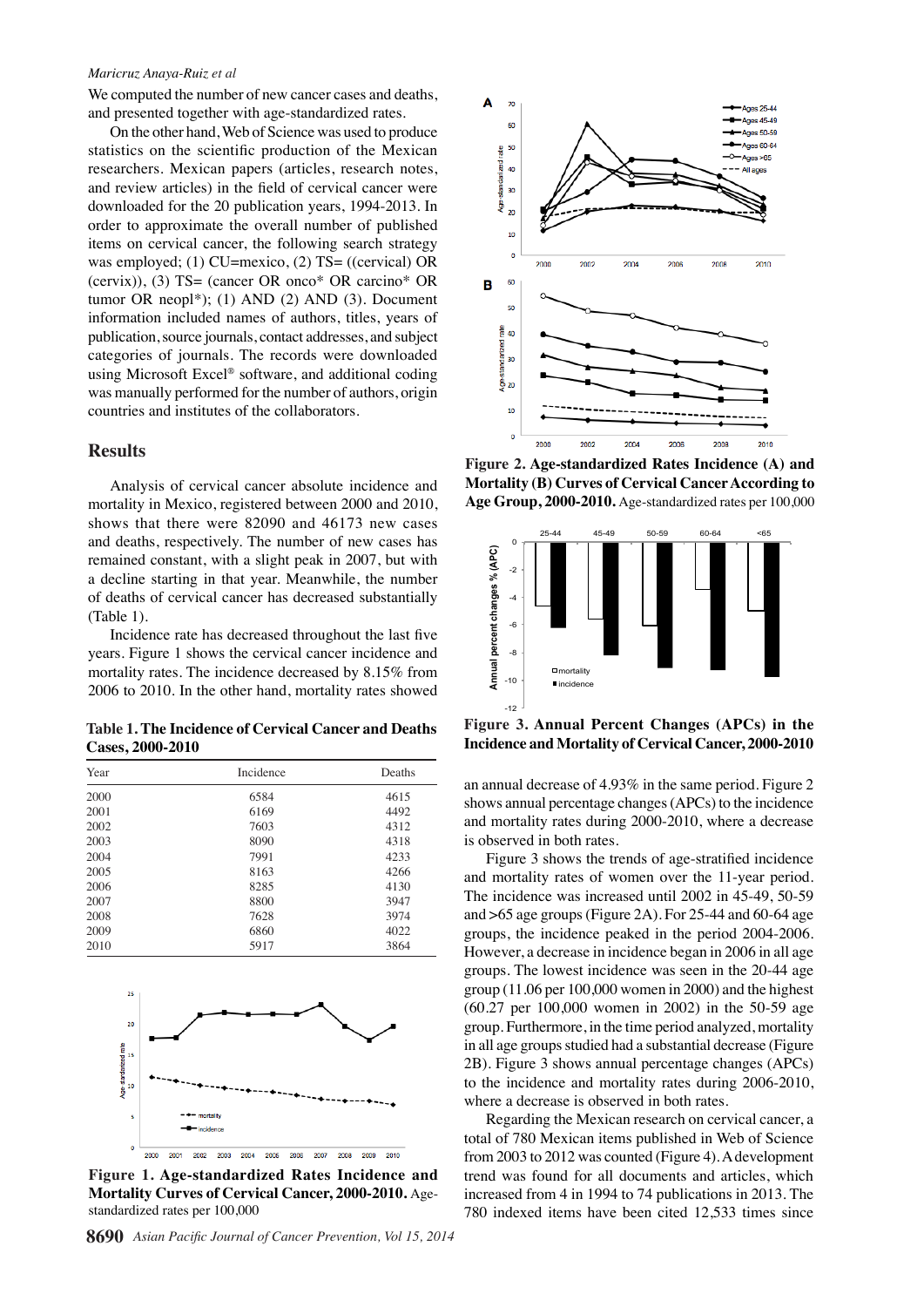We computed the number of new cancer cases and deaths, and presented together with age-standardized rates.

On the other hand, Web of Science was used to produce statistics on the scientific production of the Mexican researchers. Mexican papers (articles, research notes, and review articles) in the field of cervical cancer were downloaded for the 20 publication years, 1994-2013. In order to approximate the overall number of published items on cervical cancer, the following search strategy was employed; (1) CU=mexico, (2) TS= ((cervical) OR (cervix)), (3) TS= (cancer OR onco* OR carcino* OR tumor OR neopl*); (1) AND (2) AND (3). Document information included names of authors, titles, years of publication, source journals, contact addresses, and subject categories of journals. The records were downloaded using Microsoft Excel® software, and additional coding was manually performed for the number of authors, origin countries and institutes of the collaborators.

## Results

Analysis of cervical cancer absolute incidence and mortality in Mexico, registered between 2000 and 2010, shows that there were 82090 and 46173 new cases and deaths, respectively. The number of new cases has remained constant, with a slight peak in 2007, but with a decline starting in that year. Meanwhile, the number of deaths of cervical cancer has decreased substantially (Table 1).

Incidence rate has decreased throughout the last five years. Figure 1 shows the cervical cancer incidence and mortality rates. The incidence decreased by 8.15% from 2006 to 2010. In the other hand, mortality rates showed an annual decrease of 4.93% in the same period. Figure 2 shows annual percentage changes (APCs) to the incidence and mortality rates during 2000-2010, where a decrease is observed in both rates.

**Table 1. The Incidence of Cervical Cancer and Deaths Cases, 2000-2010**

| Year | Incidence | Deaths |
|---|---|---|
| 2000 | 6584 | 4615 |
| 2001 | 6169 | 4492 |
| 2002 | 7603 | 4312 |
| 2003 | 8090 | 4318 |
| 2004 | 7991 | 4233 |
| 2005 | 8163 | 4266 |
| 2006 | 8285 | 4130 |
| 2007 | 8800 | 3947 |
| 2008 | 7628 | 3974 |
| 2009 | 6860 | 4022 |
| 2010 | 5917 | 3864 |

**Figure 1. Age-standardized Rates Incidence and Mortality Curves of Cervical Cancer, 2000-2010.** Age-standardized rates per 100,000

**Figure 2. Age-standardized Rates Incidence (A) and Mortality (B) Curves of Cervical Cancer According to Age Group, 2000-2010.** Age-standardized rates per 100,000

**Figure 3. Annual Percent Changes (APCs) in the Incidence and Mortality of Cervical Cancer, 2000-2010**

Figure 3 shows the trends of age-stratified incidence and mortality rates of women over the 11-year period. The incidence was increased until 2002 in 45-49, 50-59 and >65 age groups (Figure 2A). For 25-44 and 60-64 age groups, the incidence peaked in the period 2004-2006. However, a decrease in incidence began in 2006 in all age groups. The lowest incidence was seen in the 20-44 age group (11.06 per 100,000 women in 2000) and the highest (60.27 per 100,000 women in 2002) in the 50-59 age group. Furthermore, in the time period analyzed, mortality in all age groups studied had a substantial decrease (Figure 2B). Figure 3 shows annual percentage changes (APCs) to the incidence and mortality rates during 2006-2010, where a decrease is observed in both rates.

Regarding the Mexican research on cervical cancer, a total of 780 Mexican items published in Web of Science from 2003 to 2012 was counted (Figure 4). A development trend was found for all documents and articles, which increased from 4 in 1994 to 74 publications in 2013. The 780 indexed items have been cited 12,533 times since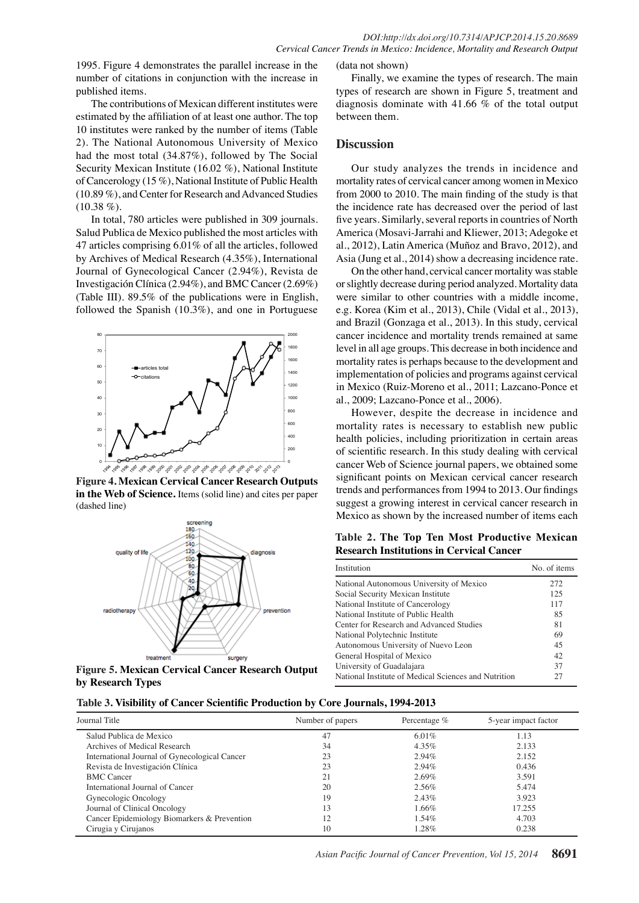1995. Figure 4 demonstrates the parallel increase in the number of citations in conjunction with the increase in published items.

The contributions of Mexican different institutes were estimated by the affiliation of at least one author. The top 10 institutes were ranked by the number of items (Table 2). The National Autonomous University of Mexico had the most total (34.87%), followed by The Social Security Mexican Institute (16.02 %), National Institute of Cancerology (15 %), National Institute of Public Health (10.89 %), and Center for Research and Advanced Studies (10.38 %).

In total, 780 articles were published in 309 journals. Salud Publica de Mexico published the most articles with 47 articles comprising 6.01% of all the articles, followed by Archives of Medical Research (4.35%), International Journal of Gynecological Cancer (2.94%), Revista de Investigación Clínica (2.94%), and BMC Cancer (2.69%) (Table III). 89.5% of the publications were in English, followed the Spanish (10.3%), and one in Portuguese (data not shown)

**Figure 4. Mexican Cervical Cancer Research Outputs in the Web of Science.** Items (solid line) and cites per paper (dashed line)

**Figure 5. Mexican Cervical Cancer Research Output by Research Types**

Finally, we examine the types of research. The main types of research are shown in Figure 5, treatment and diagnosis dominate with 41.66 % of the total output between them.

## Discussion

Our study analyzes the trends in incidence and mortality rates of cervical cancer among women in Mexico from 2000 to 2010. The main finding of the study is that the incidence rate has decreased over the period of last five years. Similarly, several reports in countries of North America (Mosavi-Jarrahi and Kliewer, 2013; Adegoke et al., 2012), Latin America (Muñoz and Bravo, 2012), and Asia (Jung et al., 2014) show a decreasing incidence rate.

On the other hand, cervical cancer mortality was stable or slightly decrease during period analyzed. Mortality data were similar to other countries with a middle income, e.g. Korea (Kim et al., 2013), Chile (Vidal et al., 2013), and Brazil (Gonzaga et al., 2013). In this study, cervical cancer incidence and mortality trends remained at same level in all age groups. This decrease in both incidence and mortality rates is perhaps because to the development and implementation of policies and programs against cervical in Mexico (Ruiz-Moreno et al., 2011; Lazcano-Ponce et al., 2009; Lazcano-Ponce et al., 2006).

However, despite the decrease in incidence and mortality rates is necessary to establish new public health policies, including prioritization in certain areas of scientific research. In this study dealing with cervical cancer Web of Science journal papers, we obtained some significant points on Mexican cervical cancer research trends and performances from 1994 to 2013. Our findings suggest a growing interest in cervical cancer research in Mexico as shown by the increased number of items each

**Table 2. The Top Ten Most Productive Mexican Research Institutions in Cervical Cancer**

| Institution | No. of items |
|---|---|
| National Autonomous University of Mexico | 272 |
| Social Security Mexican Institute | 125 |
| National Institute of Cancerology | 117 |
| National Institute of Public Health | 85 |
| Center for Research and Advanced Studies | 81 |
| National Polytechnic Institute | 69 |
| Autonomous University of Nuevo Leon | 45 |
| General Hospital of Mexico | 42 |
| University of Guadalajara | 37 |
| National Institute of Medical Sciences and Nutrition | 27 |

**Table 3. Visibility of Cancer Scientific Production by Core Journals, 1994-2013**

| Journal Title | Number of papers | Percentage % | 5-year impact factor |
|---|---|---|---|
| Salud Publica de Mexico | 47 | 6.01% | 1.13 |
| Archives of Medical Research | 34 | 4.35% | 2.133 |
| International Journal of Gynecological Cancer | 23 | 2.94% | 2.152 |
| Revista de Investigación Clínica | 23 | 2.94% | 0.436 |
| BMC Cancer | 21 | 2.69% | 3.591 |
| International Journal of Cancer | 20 | 2.56% | 5.474 |
| Gynecologic Oncology | 19 | 2.43% | 3.923 |
| Journal of Clinical Oncology | 13 | 1.66% | 17.255 |
| Cancer Epidemiology Biomarkers & Prevention | 12 | 1.54% | 4.703 |
| Cirugia y Cirujanos | 10 | 1.28% | 0.238 |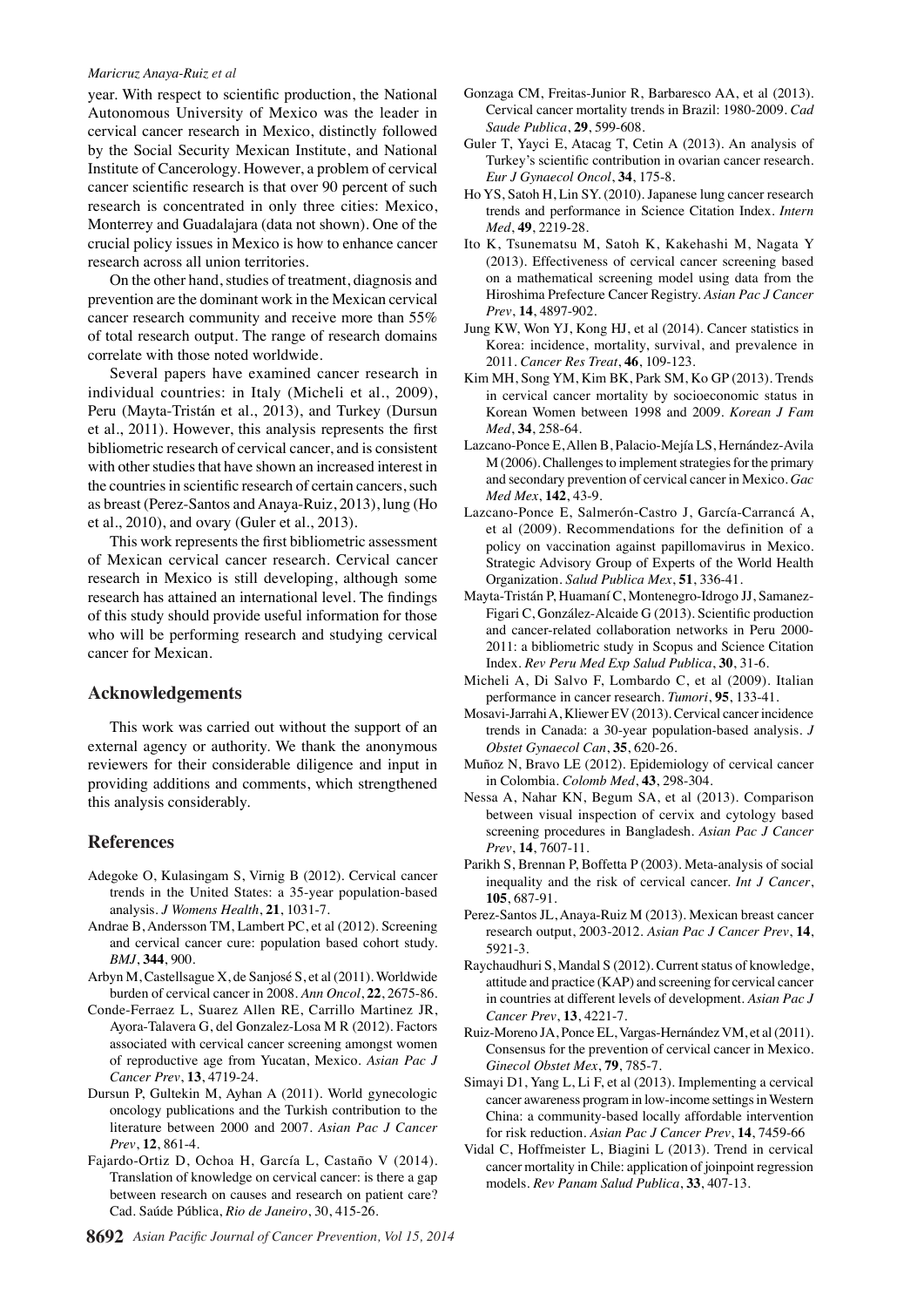year. With respect to scientific production, the National Autonomous University of Mexico was the leader in cervical cancer research in Mexico, distinctly followed by the Social Security Mexican Institute, and National Institute of Cancerology. However, a problem of cervical cancer scientific research is that over 90 percent of such research is concentrated in only three cities: Mexico, Monterrey and Guadalajara (data not shown). One of the crucial policy issues in Mexico is how to enhance cancer research across all union territories.

On the other hand, studies of treatment, diagnosis and prevention are the dominant work in the Mexican cervical cancer research community and receive more than 55% of total research output. The range of research domains correlate with those noted worldwide.

Several papers have examined cancer research in individual countries: in Italy (Micheli et al., 2009), Peru (Mayta-Tristán et al., 2013), and Turkey (Dursun et al., 2011). However, this analysis represents the first bibliometric research of cervical cancer, and is consistent with other studies that have shown an increased interest in the countries in scientific research of certain cancers, such as breast (Perez-Santos and Anaya-Ruiz, 2013), lung (Ho et al., 2010), and ovary (Guler et al., 2013).

This work represents the first bibliometric assessment of Mexican cervical cancer research. Cervical cancer research in Mexico is still developing, although some research has attained an international level. The findings of this study should provide useful information for those who will be performing research and studying cervical cancer for Mexican.

## Acknowledgements

This work was carried out without the support of an external agency or authority. We thank the anonymous reviewers for their considerable diligence and input in providing additions and comments, which strengthened this analysis considerably.

## References

Adegoke O, Kulasingam S, Virnig B (2012). Cervical cancer trends in the United States: a 35-year population-based analysis. *J Womens Health*, **21**, 1031-7.

Andrae B, Andersson TM, Lambert PC, et al (2012). Screening and cervical cancer cure: population based cohort study. *BMJ*, **344**, 900.

Arbyn M, Castellsague X, de Sanjosé S, et al (2011). Worldwide burden of cervical cancer in 2008. *Ann Oncol*, **22**, 2675-86.

Conde-Ferraez L, Suarez Allen RE, Carrillo Martinez JR, Ayora-Talavera G, del Gonzalez-Losa M R (2012). Factors associated with cervical cancer screening amongst women of reproductive age from Yucatan, Mexico. *Asian Pac J Cancer Prev*, **13**, 4719-24.

Dursun P, Gultekin M, Ayhan A (2011). World gynecologic oncology publications and the Turkish contribution to the literature between 2000 and 2007. *Asian Pac J Cancer Prev*, **12**, 861-4.

Fajardo-Ortiz D, Ochoa H, García L, Castaño V (2014). Translation of knowledge on cervical cancer: is there a gap between research on causes and research on patient care? Cad. Saúde Pública, *Rio de Janeiro*, 30, 415-26.

Gonzaga CM, Freitas-Junior R, Barbaresco AA, et al (2013). Cervical cancer mortality trends in Brazil: 1980-2009. *Cad Saude Publica*, **29**, 599-608.

Guler T, Yayci E, Atacag T, Cetin A (2013). An analysis of Turkey's scientific contribution in ovarian cancer research. *Eur J Gynaecol Oncol*, **34**, 175-8.

Ho YS, Satoh H, Lin SY. (2010). Japanese lung cancer research trends and performance in Science Citation Index. *Intern Med*, **49**, 2219-28.

Ito K, Tsunematsu M, Satoh K, Kakehashi M, Nagata Y (2013). Effectiveness of cervical cancer screening based on a mathematical screening model using data from the Hiroshima Prefecture Cancer Registry. *Asian Pac J Cancer Prev*, **14**, 4897-902.

Jung KW, Won YJ, Kong HJ, et al (2014). Cancer statistics in Korea: incidence, mortality, survival, and prevalence in 2011. *Cancer Res Treat*, **46**, 109-123.

Kim MH, Song YM, Kim BK, Park SM, Ko GP (2013). Trends in cervical cancer mortality by socioeconomic status in Korean Women between 1998 and 2009. *Korean J Fam Med*, **34**, 258-64.

Lazcano-Ponce E, Allen B, Palacio-Mejía LS, Hernández-Avila M (2006). Challenges to implement strategies for the primary and secondary prevention of cervical cancer in Mexico. *Gac Med Mex*, **142**, 43-9.

Lazcano-Ponce E, Salmerón-Castro J, García-Carrancá A, et al (2009). Recommendations for the definition of a policy on vaccination against papillomavirus in Mexico. Strategic Advisory Group of Experts of the World Health Organization. *Salud Publica Mex*, **51**, 336-41.

Mayta-Tristán P, Huamaní C, Montenegro-Idrogo JJ, Samanez-Figari C, González-Alcaide G (2013). Scientific production and cancer-related collaboration networks in Peru 2000-2011: a bibliometric study in Scopus and Science Citation Index. *Rev Peru Med Exp Salud Publica*, **30**, 31-6.

Micheli A, Di Salvo F, Lombardo C, et al (2009). Italian performance in cancer research. *Tumori*, **95**, 133-41.

Mosavi-Jarrahi A, Kliewer EV (2013). Cervical cancer incidence trends in Canada: a 30-year population-based analysis. *J Obstet Gynaecol Can*, **35**, 620-26.

Muñoz N, Bravo LE (2012). Epidemiology of cervical cancer in Colombia. *Colomb Med*, **43**, 298-304.

Nessa A, Nahar KN, Begum SA, et al (2013). Comparison between visual inspection of cervix and cytology based screening procedures in Bangladesh. *Asian Pac J Cancer Prev*, **14**, 7607-11.

Parikh S, Brennan P, Boffetta P (2003). Meta-analysis of social inequality and the risk of cervical cancer. *Int J Cancer*, **105**, 687-91.

Perez-Santos JL, Anaya-Ruiz M (2013). Mexican breast cancer research output, 2003-2012. *Asian Pac J Cancer Prev*, **14**, 5921-3.

Raychaudhuri S, Mandal S (2012). Current status of knowledge, attitude and practice (KAP) and screening for cervical cancer in countries at different levels of development. *Asian Pac J Cancer Prev*, **13**, 4221-7.

Ruiz-Moreno JA, Ponce EL, Vargas-Hernández VM, et al (2011). Consensus for the prevention of cervical cancer in Mexico. *Ginecol Obstet Mex*, **79**, 785-7.

Simayi D1, Yang L, Li F, et al (2013). Implementing a cervical cancer awareness program in low-income settings in Western China: a community-based locally affordable intervention for risk reduction. *Asian Pac J Cancer Prev*, **14**, 7459-66

Vidal C, Hoffmeister L, Biagini L (2013). Trend in cervical cancer mortality in Chile: application of joinpoint regression models. *Rev Panam Salud Publica*, **33**, 407-13.